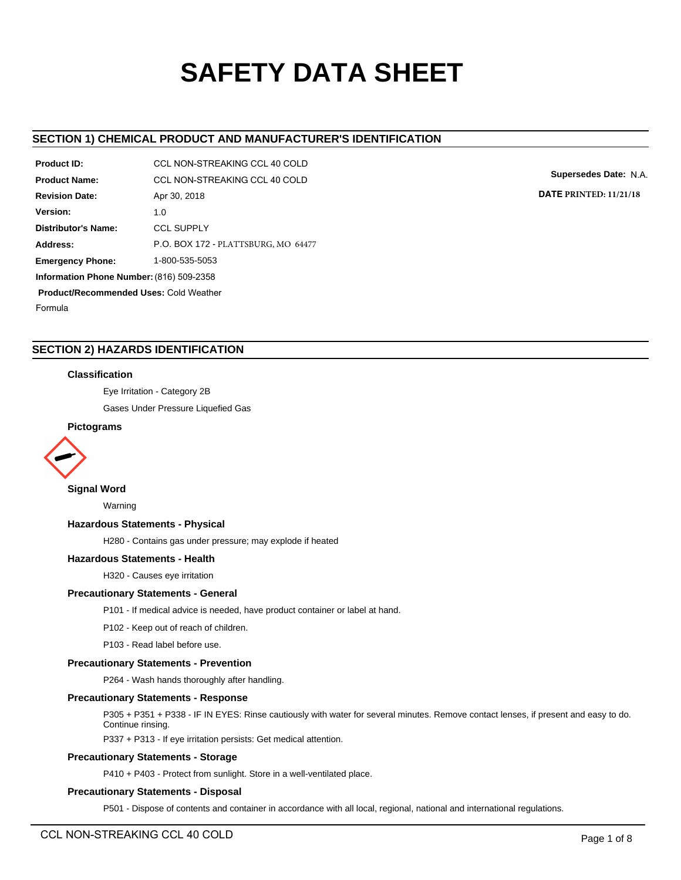# SAFETY DATA SHEET

## SECTION 1) CHEMICAL PRODUCT AND MANUFACTURER'S IDENTIFICATION

**Product ID:** CCL NON-STREAKING CCL 40 COLD

**Product Name:** CCL NON-STREAKING CCL 40 COLD

**Revision Date:** Apr 30, 2018

**Version:** 1.0

**Distributor's Name:** CCL SUPPLY

**Address:** P.O. BOX 172 - PLATTSBURG, MO 64477

**Emergency Phone:** 1-800-535-5053

**Information Phone Number:** (816) 509-2358

**Product/Recommended Uses:** Cold Weather Formula

**Supersedes Date:** N.A.

**DATE PRINTED: 11/21/18**

## SECTION 2) HAZARDS IDENTIFICATION

### Classification

Eye Irritation - Category 2B

Gases Under Pressure Liquefied Gas

### Pictograms

### Signal Word

Warning

### Hazardous Statements - Physical

H280 - Contains gas under pressure; may explode if heated

### Hazardous Statements - Health

H320 - Causes eye irritation

### Precautionary Statements - General

P101 - If medical advice is needed, have product container or label at hand.

P102 - Keep out of reach of children.

P103 - Read label before use.

### Precautionary Statements - Prevention

P264 - Wash hands thoroughly after handling.

### Precautionary Statements - Response

P305 + P351 + P338 - IF IN EYES: Rinse cautiously with water for several minutes. Remove contact lenses, if present and easy to do. Continue rinsing.

P337 + P313 - If eye irritation persists: Get medical attention.

### Precautionary Statements - Storage

P410 + P403 - Protect from sunlight. Store in a well-ventilated place.

### Precautionary Statements - Disposal

P501 - Dispose of contents and container in accordance with all local, regional, national and international regulations.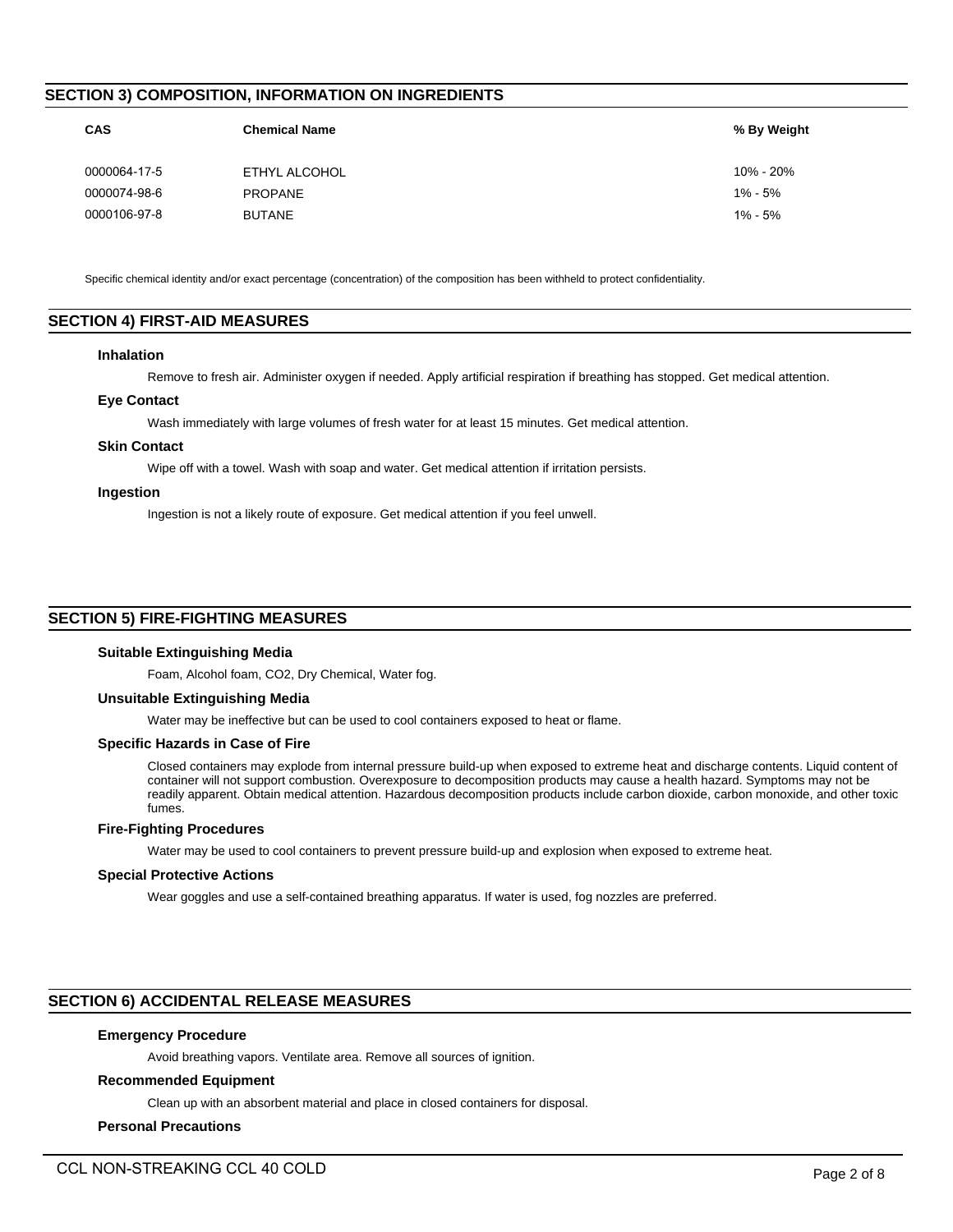## SECTION 3) COMPOSITION, INFORMATION ON INGREDIENTS

| CAS | Chemical Name | % By Weight |
| --- | --- | --- |
| 0000064-17-5 | ETHYL ALCOHOL | 10% - 20% |
| 0000074-98-6 | PROPANE | 1% - 5% |
| 0000106-97-8 | BUTANE | 1% - 5% |

Specific chemical identity and/or exact percentage (concentration) of the composition has been withheld to protect confidentiality.

## SECTION 4) FIRST-AID MEASURES

### Inhalation

Remove to fresh air. Administer oxygen if needed. Apply artificial respiration if breathing has stopped. Get medical attention.

### Eye Contact

Wash immediately with large volumes of fresh water for at least 15 minutes. Get medical attention.

### Skin Contact

Wipe off with a towel. Wash with soap and water. Get medical attention if irritation persists.

### Ingestion

Ingestion is not a likely route of exposure. Get medical attention if you feel unwell.

## SECTION 5) FIRE-FIGHTING MEASURES

### Suitable Extinguishing Media

Foam, Alcohol foam, CO2, Dry Chemical, Water fog.

### Unsuitable Extinguishing Media

Water may be ineffective but can be used to cool containers exposed to heat or flame.

### Specific Hazards in Case of Fire

Closed containers may explode from internal pressure build-up when exposed to extreme heat and discharge contents. Liquid content of container will not support combustion. Overexposure to decomposition products may cause a health hazard. Symptoms may not be readily apparent. Obtain medical attention. Hazardous decomposition products include carbon dioxide, carbon monoxide, and other toxic fumes.

### Fire-Fighting Procedures

Water may be used to cool containers to prevent pressure build-up and explosion when exposed to extreme heat.

### Special Protective Actions

Wear goggles and use a self-contained breathing apparatus. If water is used, fog nozzles are preferred.

## SECTION 6) ACCIDENTAL RELEASE MEASURES

### Emergency Procedure

Avoid breathing vapors. Ventilate area. Remove all sources of ignition.

### Recommended Equipment

Clean up with an absorbent material and place in closed containers for disposal.

### Personal Precautions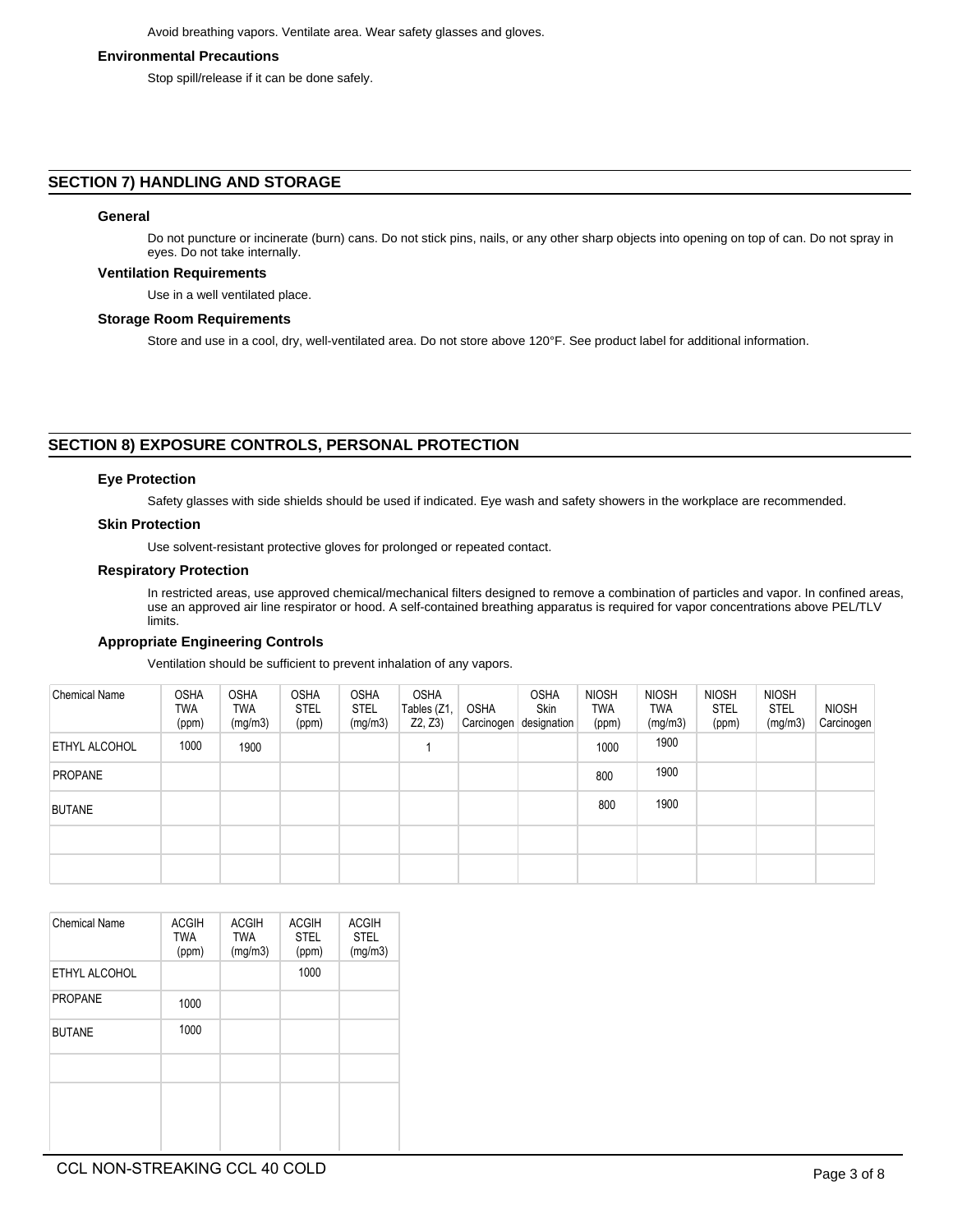Avoid breathing vapors. Ventilate area. Wear safety glasses and gloves.

### Environmental Precautions

Stop spill/release if it can be done safely.

## SECTION 7) HANDLING AND STORAGE

### General

Do not puncture or incinerate (burn) cans. Do not stick pins, nails, or any other sharp objects into opening on top of can. Do not spray in eyes. Do not take internally.

### Ventilation Requirements

Use in a well ventilated place.

### Storage Room Requirements

Store and use in a cool, dry, well-ventilated area. Do not store above 120°F. See product label for additional information.

## SECTION 8) EXPOSURE CONTROLS, PERSONAL PROTECTION

### Eye Protection

Safety glasses with side shields should be used if indicated. Eye wash and safety showers in the workplace are recommended.

### Skin Protection

Use solvent-resistant protective gloves for prolonged or repeated contact.

### Respiratory Protection

In restricted areas, use approved chemical/mechanical filters designed to remove a combination of particles and vapor. In confined areas, use an approved air line respirator or hood. A self-contained breathing apparatus is required for vapor concentrations above PEL/TLV limits.

### Appropriate Engineering Controls

Ventilation should be sufficient to prevent inhalation of any vapors.

| Chemical Name | OSHA TWA (ppm) | OSHA TWA (mg/m3) | OSHA STEL (ppm) | OSHA STEL (mg/m3) | OSHA Tables (Z1, Z2, Z3) | OSHA Carcinogen | OSHA Skin designation | NIOSH TWA (ppm) | NIOSH TWA (mg/m3) | NIOSH STEL (ppm) | NIOSH STEL (mg/m3) | NIOSH Carcinogen |
|---|---|---|---|---|---|---|---|---|---|---|---|---|
| ETHYL ALCOHOL | 1000 | 1900 | | | 1 | | | 1000 | 1900 | | | |
| PROPANE | | | | | | | | 800 | 1900 | | | |
| BUTANE | | | | | | | | 800 | 1900 | | | |
| | | | | | | | | | | | | |
| | | | | | | | | | | | | |

| Chemical Name | ACGIH TWA (ppm) | ACGIH TWA (mg/m3) | ACGIH STEL (ppm) | ACGIH STEL (mg/m3) |
|---|---|---|---|---|
| ETHYL ALCOHOL | | | 1000 | |
| PROPANE | 1000 | | | |
| BUTANE | 1000 | | | |
| | | | | |
| | | | | |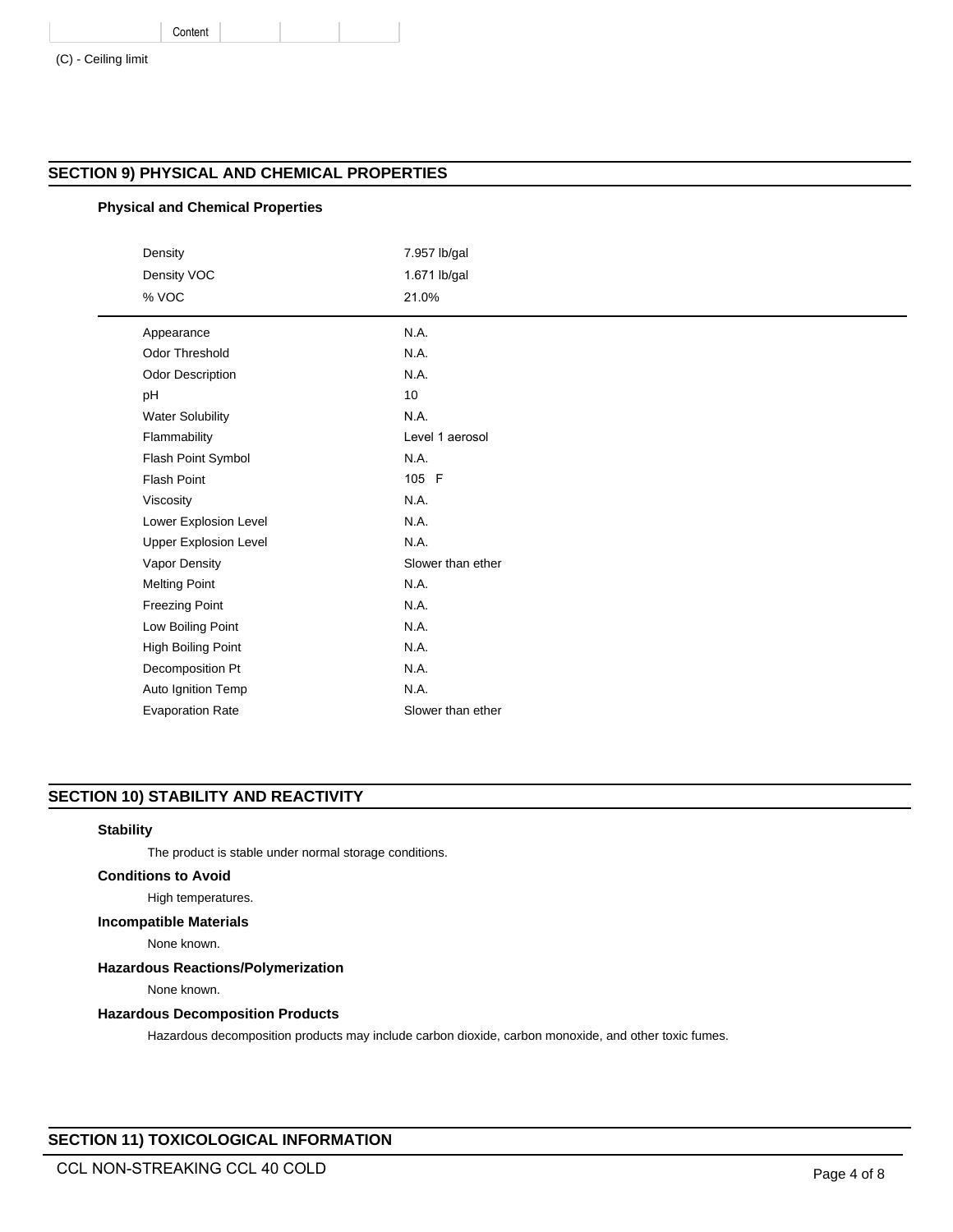| | Content | | | |
|---|---|---|---|---|

(C) - Ceiling limit

## SECTION 9) PHYSICAL AND CHEMICAL PROPERTIES

### Physical and Chemical Properties

| | |
|---|---|
| Density | 7.957 lb/gal |
| Density VOC | 1.671 lb/gal |
| % VOC | 21.0% |

| | |
|---|---|
| Appearance | N.A. |
| Odor Threshold | N.A. |
| Odor Description | N.A. |
| pH | 10 |
| Water Solubility | N.A. |
| Flammability | Level 1 aerosol |
| Flash Point Symbol | N.A. |
| Flash Point | 105 F |
| Viscosity | N.A. |
| Lower Explosion Level | N.A. |
| Upper Explosion Level | N.A. |
| Vapor Density | Slower than ether |
| Melting Point | N.A. |
| Freezing Point | N.A. |
| Low Boiling Point | N.A. |
| High Boiling Point | N.A. |
| Decomposition Pt | N.A. |
| Auto Ignition Temp | N.A. |
| Evaporation Rate | Slower than ether |

## SECTION 10) STABILITY AND REACTIVITY

### Stability

The product is stable under normal storage conditions.

### Conditions to Avoid

High temperatures.

### Incompatible Materials

None known.

### Hazardous Reactions/Polymerization

None known.

### Hazardous Decomposition Products

Hazardous decomposition products may include carbon dioxide, carbon monoxide, and other toxic fumes.

## SECTION 11) TOXICOLOGICAL INFORMATION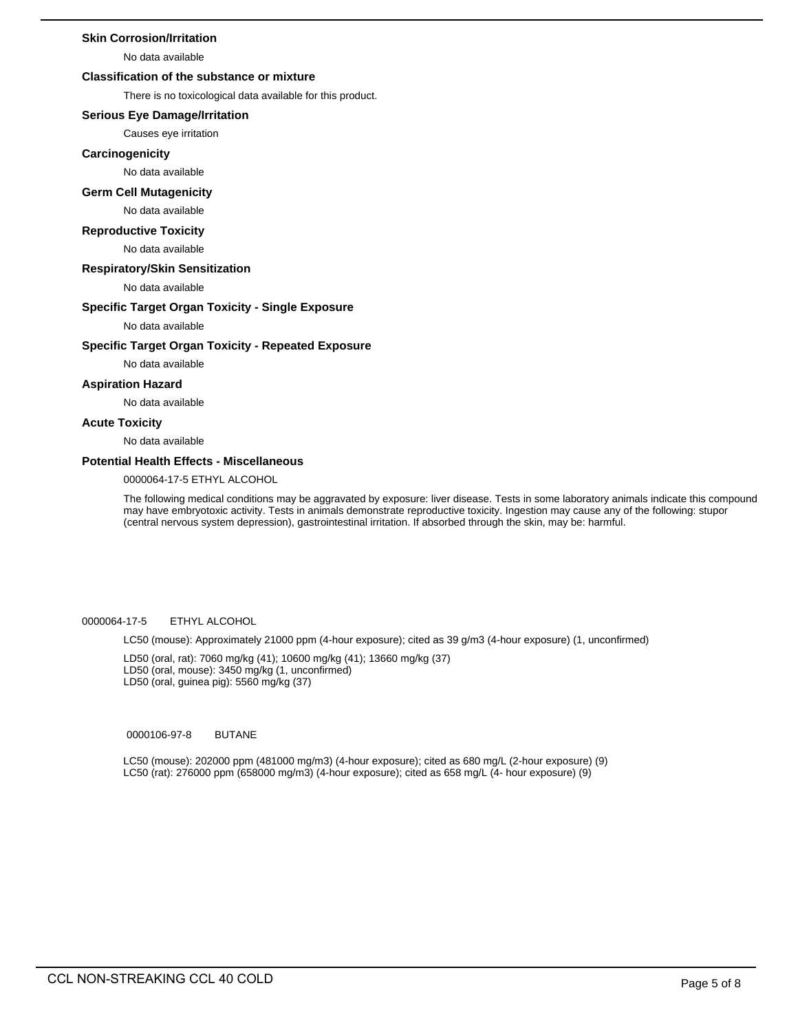### Skin Corrosion/Irritation

No data available

### Classification of the substance or mixture

There is no toxicological data available for this product.

### Serious Eye Damage/Irritation

Causes eye irritation

### Carcinogenicity

No data available

### Germ Cell Mutagenicity

No data available

### Reproductive Toxicity

No data available

### Respiratory/Skin Sensitization

No data available

### Specific Target Organ Toxicity - Single Exposure

No data available

### Specific Target Organ Toxicity - Repeated Exposure

No data available

### Aspiration Hazard

No data available

### Acute Toxicity

No data available

### Potential Health Effects - Miscellaneous

0000064-17-5 ETHYL ALCOHOL

The following medical conditions may be aggravated by exposure: liver disease. Tests in some laboratory animals indicate this compound may have embryotoxic activity. Tests in animals demonstrate reproductive toxicity. Ingestion may cause any of the following: stupor (central nervous system depression), gastrointestinal irritation. If absorbed through the skin, may be: harmful.

0000064-17-5 ETHYL ALCOHOL

LC50 (mouse): Approximately 21000 ppm (4-hour exposure); cited as 39 g/m3 (4-hour exposure) (1, unconfirmed)

LD50 (oral, rat): 7060 mg/kg (41); 10600 mg/kg (41); 13660 mg/kg (37)
LD50 (oral, mouse): 3450 mg/kg (1, unconfirmed)
LD50 (oral, guinea pig): 5560 mg/kg (37)

0000106-97-8 BUTANE

LC50 (mouse): 202000 ppm (481000 mg/m3) (4-hour exposure); cited as 680 mg/L (2-hour exposure) (9)
LC50 (rat): 276000 ppm (658000 mg/m3) (4-hour exposure); cited as 658 mg/L (4- hour exposure) (9)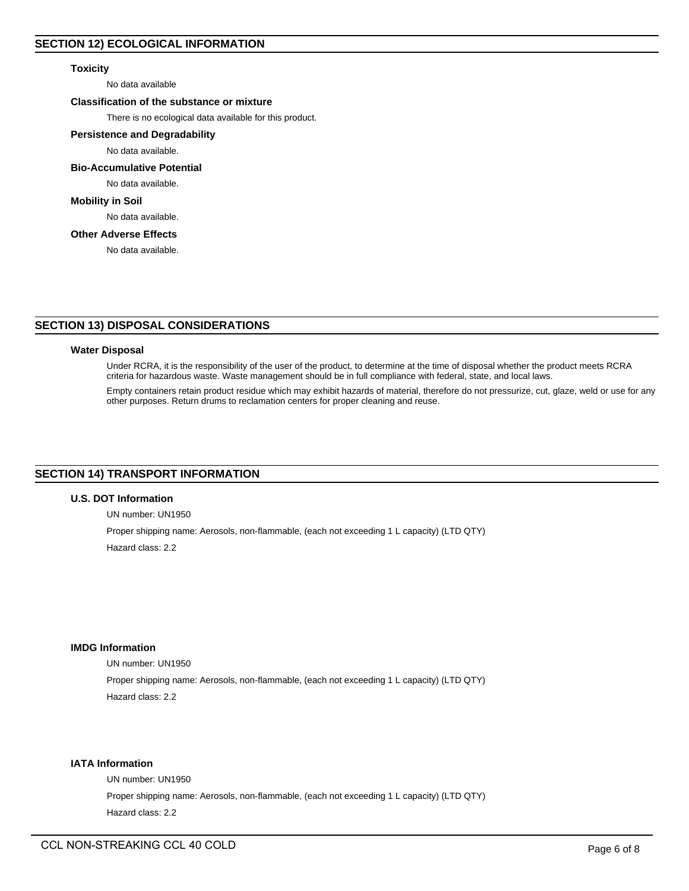## SECTION 12) ECOLOGICAL INFORMATION

### Toxicity

No data available

### Classification of the substance or mixture

There is no ecological data available for this product.

### Persistence and Degradability

No data available.

### Bio-Accumulative Potential

No data available.

### Mobility in Soil

No data available.

### Other Adverse Effects

No data available.

## SECTION 13) DISPOSAL CONSIDERATIONS

### Water Disposal

Under RCRA, it is the responsibility of the user of the product, to determine at the time of disposal whether the product meets RCRA criteria for hazardous waste. Waste management should be in full compliance with federal, state, and local laws.

Empty containers retain product residue which may exhibit hazards of material, therefore do not pressurize, cut, glaze, weld or use for any other purposes. Return drums to reclamation centers for proper cleaning and reuse.

## SECTION 14) TRANSPORT INFORMATION

### U.S. DOT Information

UN number: UN1950

Proper shipping name: Aerosols, non-flammable, (each not exceeding 1 L capacity) (LTD QTY)

Hazard class: 2.2

### IMDG Information

UN number: UN1950

Proper shipping name: Aerosols, non-flammable, (each not exceeding 1 L capacity) (LTD QTY)

Hazard class: 2.2

### IATA Information

UN number: UN1950

Proper shipping name: Aerosols, non-flammable, (each not exceeding 1 L capacity) (LTD QTY)

Hazard class: 2.2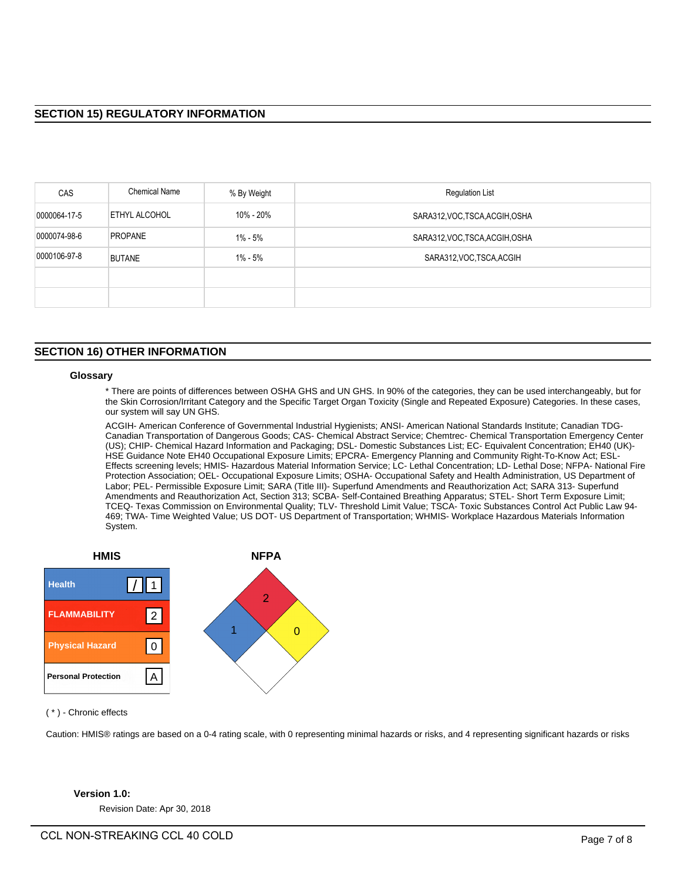## SECTION 15) REGULATORY INFORMATION

| CAS | Chemical Name | % By Weight | Regulation List |
|---|---|---|---|
| 0000064-17-5 | ETHYL ALCOHOL | 10% - 20% | SARA312,VOC,TSCA,ACGIH,OSHA |
| 0000074-98-6 | PROPANE | 1% - 5% | SARA312,VOC,TSCA,ACGIH,OSHA |
| 0000106-97-8 | BUTANE | 1% - 5% | SARA312,VOC,TSCA,ACGIH |
| | | | |
| | | | |

## SECTION 16) OTHER INFORMATION

### Glossary

* There are points of differences between OSHA GHS and UN GHS. In 90% of the categories, they can be used interchangeably, but for the Skin Corrosion/Irritant Category and the Specific Target Organ Toxicity (Single and Repeated Exposure) Categories. In these cases, our system will say UN GHS.

ACGIH- American Conference of Governmental Industrial Hygienists; ANSI- American National Standards Institute; Canadian TDG- Canadian Transportation of Dangerous Goods; CAS- Chemical Abstract Service; Chemtrec- Chemical Transportation Emergency Center (US); CHIP- Chemical Hazard Information and Packaging; DSL- Domestic Substances List; EC- Equivalent Concentration; EH40 (UK)- HSE Guidance Note EH40 Occupational Exposure Limits; EPCRA- Emergency Planning and Community Right-To-Know Act; ESL- Effects screening levels; HMIS- Hazardous Material Information Service; LC- Lethal Concentration; LD- Lethal Dose; NFPA- National Fire Protection Association; OEL- Occupational Exposure Limits; OSHA- Occupational Safety and Health Administration, US Department of Labor; PEL- Permissible Exposure Limit; SARA (Title III)- Superfund Amendments and Reauthorization Act; SARA 313- Superfund Amendments and Reauthorization Act, Section 313; SCBA- Self-Contained Breathing Apparatus; STEL- Short Term Exposure Limit; TCEQ- Texas Commission on Environmental Quality; TLV- Threshold Limit Value; TSCA- Toxic Substances Control Act Public Law 94-469; TWA- Time Weighted Value; US DOT- US Department of Transportation; WHMIS- Workplace Hazardous Materials Information System.

**HMIS**

| | |
|---|---|
| Health | / 1 |
| FLAMMABILITY | 2 |
| Physical Hazard | 0 |
| Personal Protection | A |

**NFPA**

| Health | Flammability | Instability | Special |
|---|---|---|---|
| 1 | 2 | 0 | |

( * ) - Chronic effects

Caution: HMIS® ratings are based on a 0-4 rating scale, with 0 representing minimal hazards or risks, and 4 representing significant hazards or risks

**Version 1.0:**

Revision Date: Apr 30, 2018

CCL NON-STREAKING CCL 40 COLD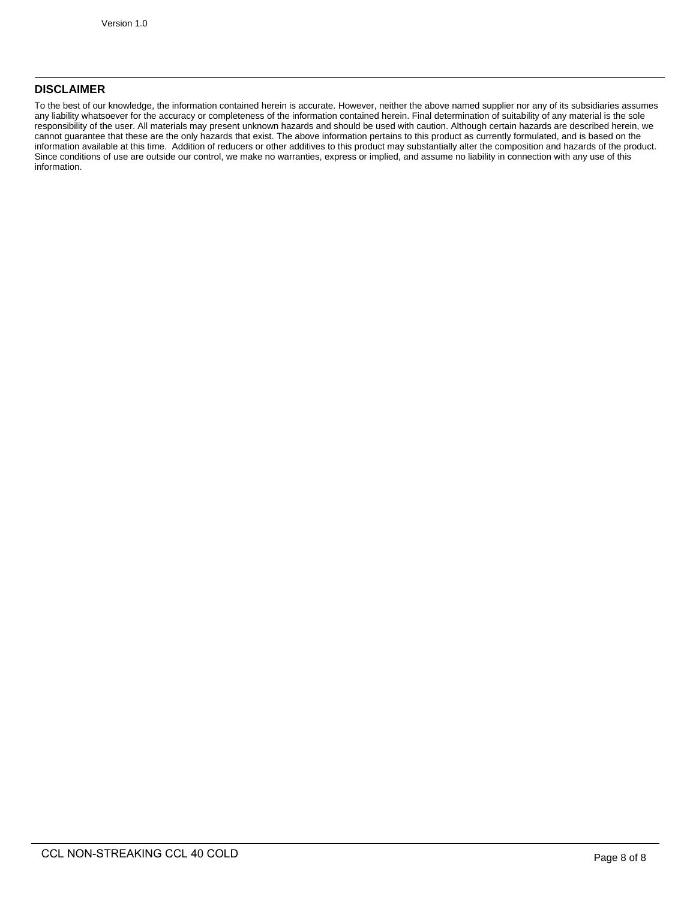## DISCLAIMER

To the best of our knowledge, the information contained herein is accurate. However, neither the above named supplier nor any of its subsidiaries assumes any liability whatsoever for the accuracy or completeness of the information contained herein. Final determination of suitability of any material is the sole responsibility of the user. All materials may present unknown hazards and should be used with caution. Although certain hazards are described herein, we cannot guarantee that these are the only hazards that exist. The above information pertains to this product as currently formulated, and is based on the information available at this time. Addition of reducers or other additives to this product may substantially alter the composition and hazards of the product. Since conditions of use are outside our control, we make no warranties, express or implied, and assume no liability in connection with any use of this information.